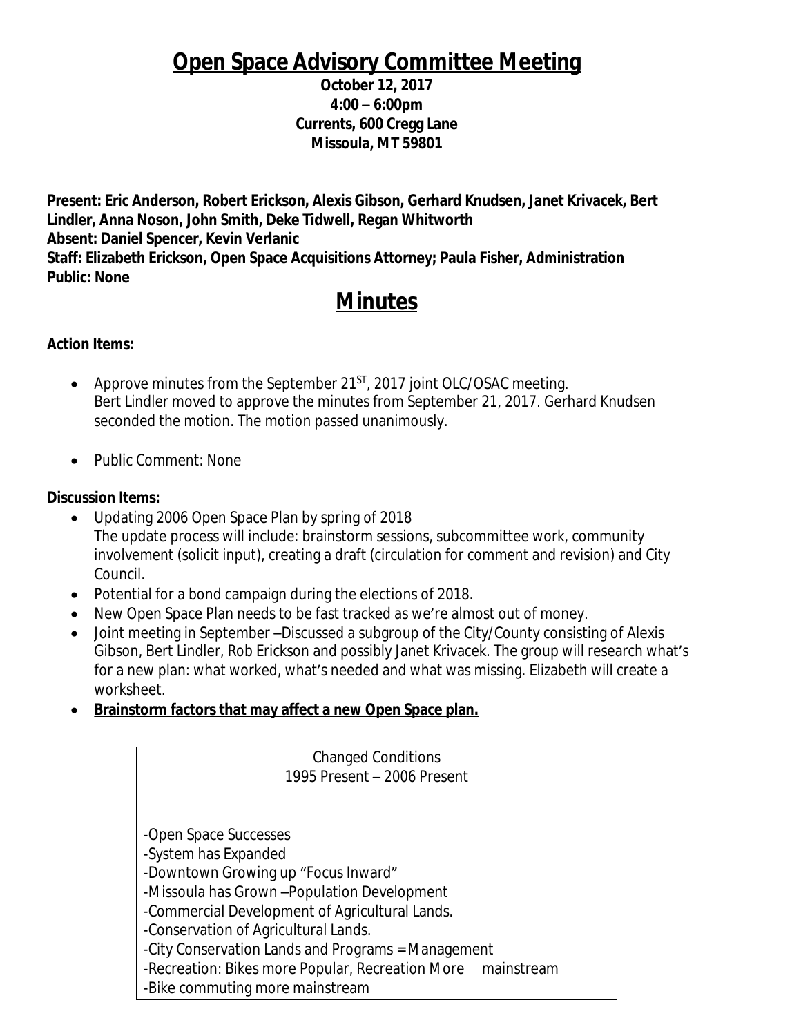# Open Space Advisory Committee Meeting

**October 12, 2017**
**4:00 – 6:00pm**
**Currents, 600 Cregg Lane**
**Missoula, MT 59801**

**Present: Eric Anderson, Robert Erickson, Alexis Gibson, Gerhard Knudsen, Janet Krivacek, Bert Lindler, Anna Noson, John Smith, Deke Tidwell, Regan Whitworth**
**Absent: Daniel Spencer, Kevin Verlanic**
**Staff: Elizabeth Erickson, Open Space Acquisitions Attorney; Paula Fisher, Administration**
**Public: None**

# Minutes

**Action Items:**

- Approve minutes from the September 21ST, 2017 joint OLC/OSAC meeting.
  Bert Lindler moved to approve the minutes from September 21, 2017. Gerhard Knudsen seconded the motion. The motion passed unanimously.
- Public Comment: None

**Discussion Items:**

- Updating 2006 Open Space Plan by spring of 2018
  The update process will include: brainstorm sessions, subcommittee work, community involvement (solicit input), creating a draft (circulation for comment and revision) and City Council.
- Potential for a bond campaign during the elections of 2018.
- New Open Space Plan needs to be fast tracked as we're almost out of money.
- Joint meeting in September –Discussed a subgroup of the City/County consisting of Alexis Gibson, Bert Lindler, Rob Erickson and possibly Janet Krivacek. The group will research what's for a new plan: what worked, what's needed and what was missing. Elizabeth will create a worksheet.
- **Brainstorm factors that may affect a new Open Space plan.**

| Changed Conditions<br>1995 Present – 2006 Present |
|---|
| -Open Space Successes<br>-System has Expanded<br>-Downtown Growing up "Focus Inward"<br>-Missoula has Grown –Population Development<br>-Commercial Development of Agricultural Lands.<br>-Conservation of Agricultural Lands.<br>-City Conservation Lands and Programs = Management<br>-Recreation: Bikes more Popular, Recreation More mainstream<br>-Bike commuting more mainstream |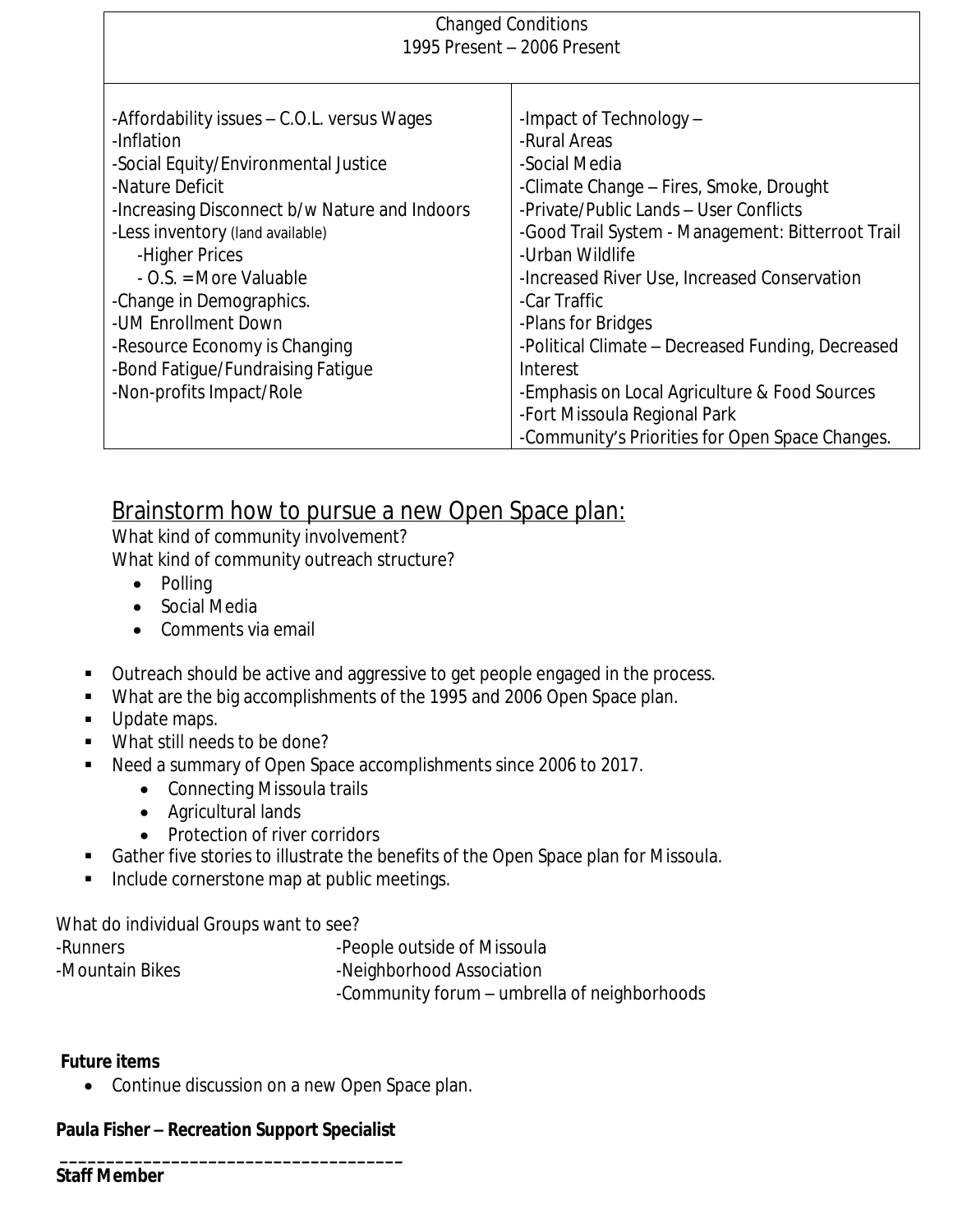| Changed Conditions<br>1995 Present – 2006 Present | |
|---|---|
| -Affordability issues – C.O.L. versus Wages<br>-Inflation<br>-Social Equity/Environmental Justice<br>-Nature Deficit<br>-Increasing Disconnect b/w Nature and Indoors<br>-Less inventory (land available)<br>-Higher Prices<br>- O.S. = More Valuable<br>-Change in Demographics.<br>-UM Enrollment Down<br>-Resource Economy is Changing<br>-Bond Fatigue/Fundraising Fatigue<br>-Non-profits Impact/Role | -Impact of Technology –<br>-Rural Areas<br>-Social Media<br>-Climate Change – Fires, Smoke, Drought<br>-Private/Public Lands – User Conflicts<br>-Good Trail System - Management: Bitterroot Trail<br>-Urban Wildlife<br>-Increased River Use, Increased Conservation<br>-Car Traffic<br>-Plans for Bridges<br>-Political Climate – Decreased Funding, Decreased Interest<br>-Emphasis on Local Agriculture & Food Sources<br>-Fort Missoula Regional Park<br>-Community's Priorities for Open Space Changes. |

## Brainstorm how to pursue a new Open Space plan:

What kind of community involvement?
What kind of community outreach structure?

- Polling
- Social Media
- Comments via email

- Outreach should be active and aggressive to get people engaged in the process.
- What are the big accomplishments of the 1995 and 2006 Open Space plan.
- Update maps.
- What still needs to be done?
- Need a summary of Open Space accomplishments since 2006 to 2017.
  - Connecting Missoula trails
  - Agricultural lands
  - Protection of river corridors
- Gather five stories to illustrate the benefits of the Open Space plan for Missoula.
- Include cornerstone map at public meetings.

What do individual Groups want to see?

-Runners
-Mountain Bikes
-People outside of Missoula
-Neighborhood Association
-Community forum – umbrella of neighborhoods

**Future items**

- Continue discussion on a new Open Space plan.

**Paula Fisher – Recreation Support Specialist**

____________________________________

**Staff Member**